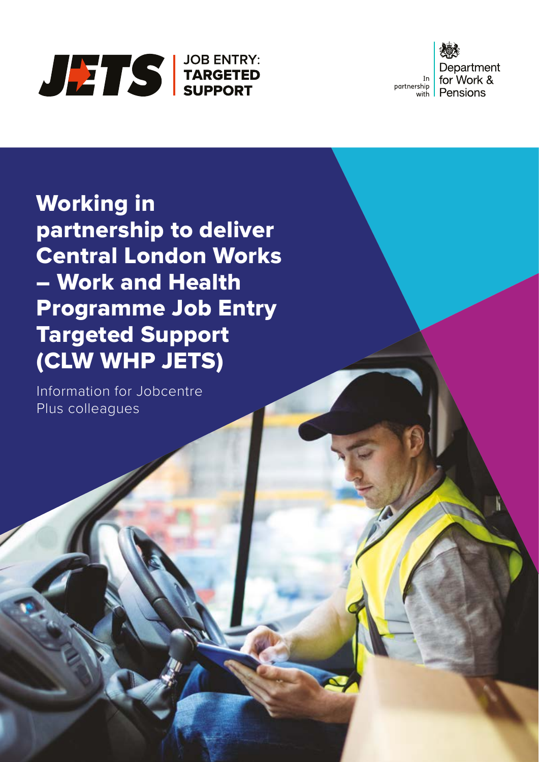JETS | JOB ENTRY: TARGETED SUPPORT

In partnership with Department for Work & Pensions

# Working in partnership to deliver Central London Works – Work and Health Programme Job Entry Targeted Support (CLW WHP JETS)

Information for Jobcentre Plus colleagues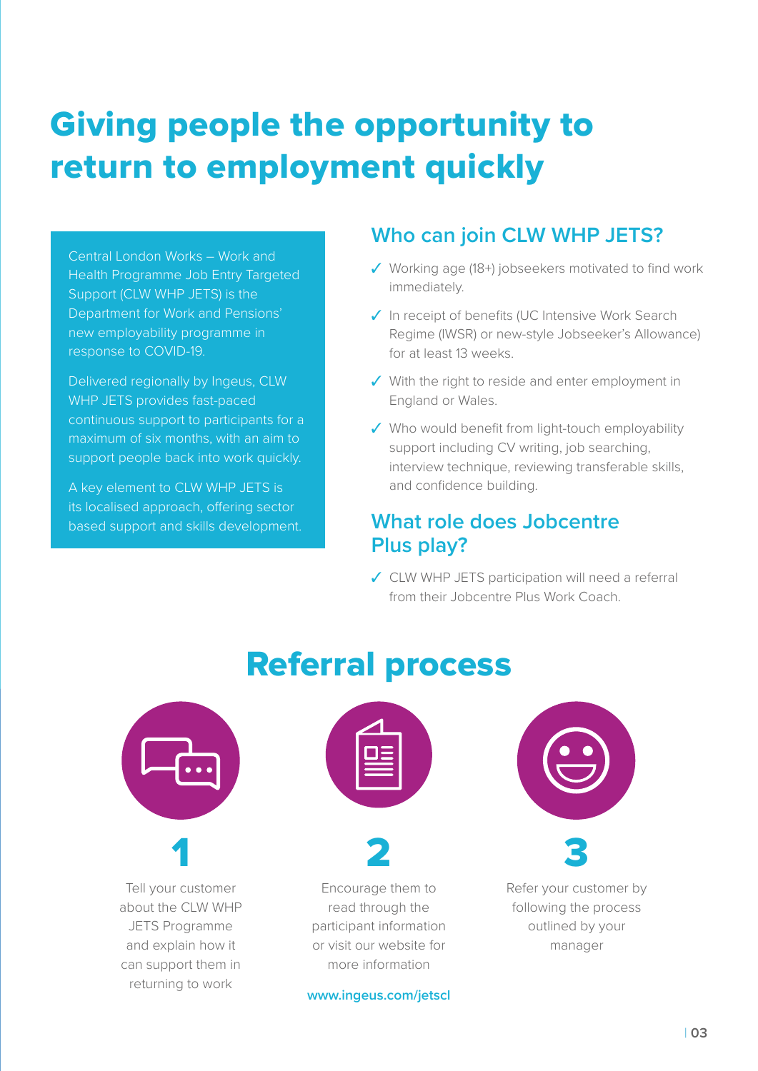# Giving people the opportunity to return to employment quickly

Central London Works – Work and Health Programme Job Entry Targeted Support (CLW WHP JETS) is the Department for Work and Pensions' new employability programme in response to COVID-19.

Delivered regionally by Ingeus, CLW WHP JETS provides fast-paced continuous support to participants for a maximum of six months, with an aim to support people back into work quickly.

A key element to CLW WHP JETS is its localised approach, offering sector based support and skills development.

## Who can join CLW WHP JETS?

- ✓ Working age (18+) jobseekers motivated to find work immediately.
- ✓ In receipt of benefits (UC Intensive Work Search Regime (IWSR) or new-style Jobseeker's Allowance) for at least 13 weeks.
- ✓ With the right to reside and enter employment in England or Wales.
- ✓ Who would benefit from light-touch employability support including CV writing, job searching, interview technique, reviewing transferable skills, and confidence building.

## What role does Jobcentre Plus play?

- ✓ CLW WHP JETS participation will need a referral from their Jobcentre Plus Work Coach.

# Referral process

**1**

Tell your customer about the CLW WHP JETS Programme and explain how it can support them in returning to work

**2**

Encourage them to read through the participant information or visit our website for more information

**www.ingeus.com/jetscl**

**3**

Refer your customer by following the process outlined by your manager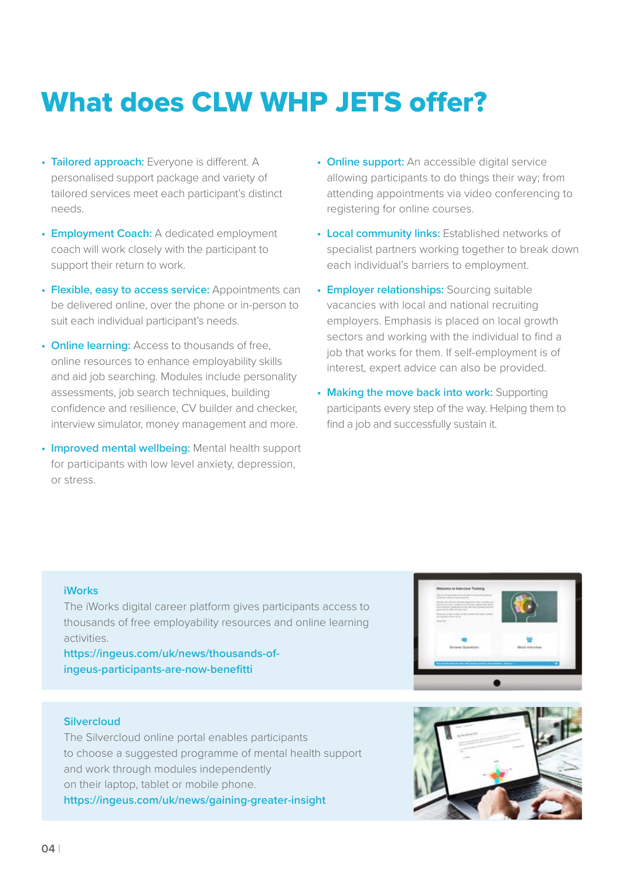# What does CLW WHP JETS offer?

- **Tailored approach:** Everyone is different. A personalised support package and variety of tailored services meet each participant's distinct needs.
- **Employment Coach:** A dedicated employment coach will work closely with the participant to support their return to work.
- **Flexible, easy to access service:** Appointments can be delivered online, over the phone or in-person to suit each individual participant's needs.
- **Online learning:** Access to thousands of free, online resources to enhance employability skills and aid job searching. Modules include personality assessments, job search techniques, building confidence and resilience, CV builder and checker, interview simulator, money management and more.
- **Improved mental wellbeing:** Mental health support for participants with low level anxiety, depression, or stress.
- **Online support:** An accessible digital service allowing participants to do things their way; from attending appointments via video conferencing to registering for online courses.
- **Local community links:** Established networks of specialist partners working together to break down each individual's barriers to employment.
- **Employer relationships:** Sourcing suitable vacancies with local and national recruiting employers. Emphasis is placed on local growth sectors and working with the individual to find a job that works for them. If self-employment is of interest, expert advice can also be provided.
- **Making the move back into work:** Supporting participants every step of the way. Helping them to find a job and successfully sustain it.

**iWorks**

The iWorks digital career platform gives participants access to thousands of free employability resources and online learning activities.

https://ingeus.com/uk/news/thousands-of-ingeus-participants-are-now-benefitti

**Silvercloud**

The Silvercloud online portal enables participants to choose a suggested programme of mental health support and work through modules independently on their laptop, tablet or mobile phone.

https://ingeus.com/uk/news/gaining-greater-insight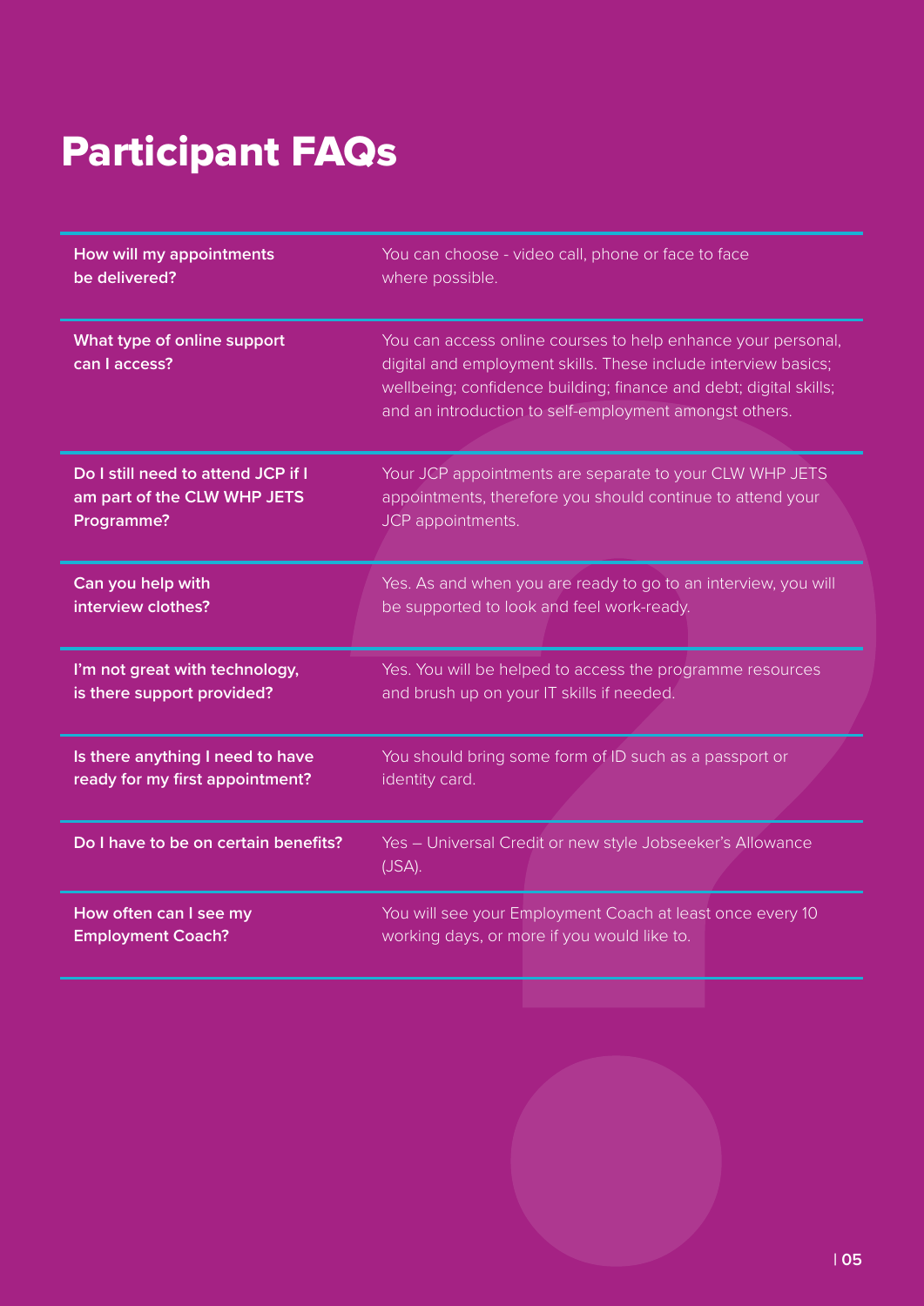# Participant FAQs

| | |
|---|---|
| **How will my appointments be delivered?** | You can choose - video call, phone or face to face where possible. |
| **What type of online support can I access?** | You can access online courses to help enhance your personal, digital and employment skills. These include interview basics; wellbeing; confidence building; finance and debt; digital skills; and an introduction to self-employment amongst others. |
| **Do I still need to attend JCP if I am part of the CLW WHP JETS Programme?** | Your JCP appointments are separate to your CLW WHP JETS appointments, therefore you should continue to attend your JCP appointments. |
| **Can you help with interview clothes?** | Yes. As and when you are ready to go to an interview, you will be supported to look and feel work-ready. |
| **I'm not great with technology, is there support provided?** | Yes. You will be helped to access the programme resources and brush up on your IT skills if needed. |
| **Is there anything I need to have ready for my first appointment?** | You should bring some form of ID such as a passport or identity card. |
| **Do I have to be on certain benefits?** | Yes – Universal Credit or new style Jobseeker's Allowance (JSA). |
| **How often can I see my Employment Coach?** | You will see your Employment Coach at least once every 10 working days, or more if you would like to. |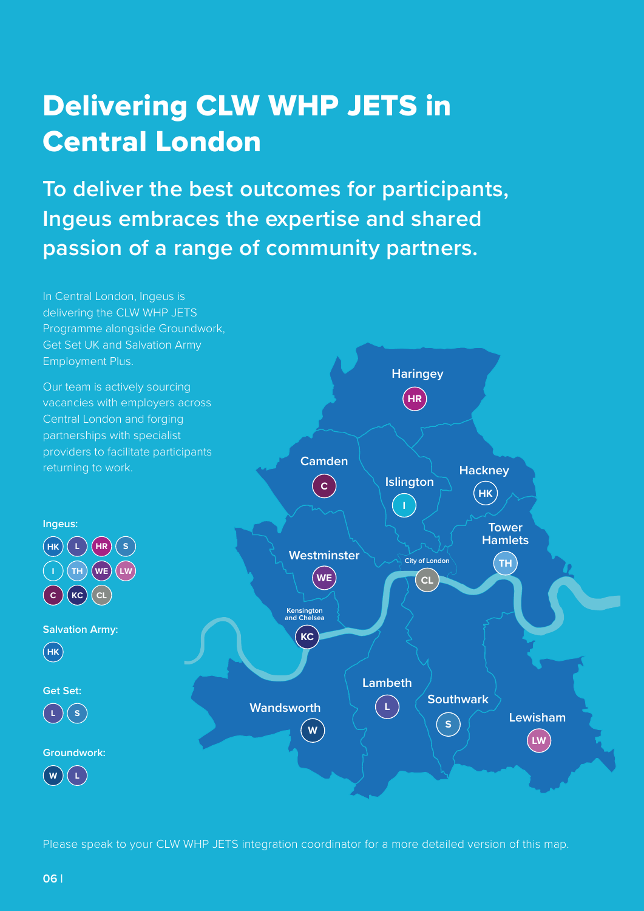# Delivering CLW WHP JETS in Central London

## To deliver the best outcomes for participants, Ingeus embraces the expertise and shared passion of a range of community partners.

In Central London, Ingeus is delivering the CLW WHP JETS Programme alongside Groundwork, Get Set UK and Salvation Army Employment Plus.

Our team is actively sourcing vacancies with employers across Central London and forging partnerships with specialist providers to facilitate participants returning to work.

**Ingeus:**

HK L HR S I TH WE LW C KC CL

**Salvation Army:**

HK

**Get Set:**

L S

**Groundwork:**

W L

Haringey HR

Camden C

Islington I

Hackney HK

Tower Hamlets TH

City of London CL

Westminster WE

Kensington and Chelsea KC

Lambeth L

Southwark S

Wandsworth W

Lewisham LW

Please speak to your CLW WHP JETS integration coordinator for a more detailed version of this map.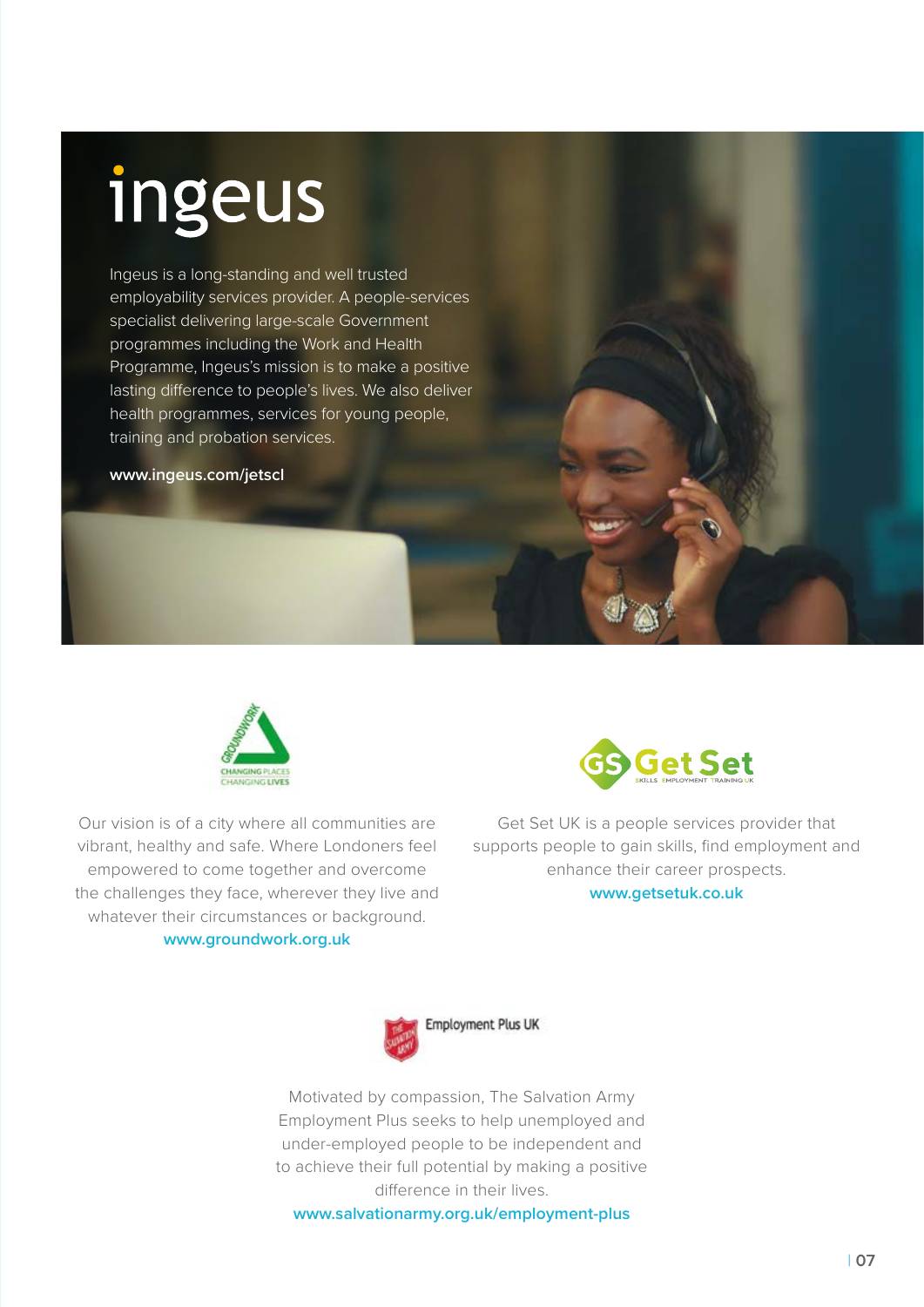# ingeus

Ingeus is a long-standing and well trusted employability services provider. A people-services specialist delivering large-scale Government programmes including the Work and Health Programme, Ingeus's mission is to make a positive lasting difference to people's lives. We also deliver health programmes, services for young people, training and probation services.

**www.ingeus.com/jetscl**

## Groundwork

CHANGING PLACES CHANGING LIVES

Our vision is of a city where all communities are vibrant, healthy and safe. Where Londoners feel empowered to come together and overcome the challenges they face, wherever they live and whatever their circumstances or background.

**www.groundwork.org.uk**

## Get Set

SKILLS EMPLOYMENT TRAINING UK

Get Set UK is a people services provider that supports people to gain skills, find employment and enhance their career prospects.

**www.getsetuk.co.uk**

## Employment Plus UK

Motivated by compassion, The Salvation Army Employment Plus seeks to help unemployed and under-employed people to be independent and to achieve their full potential by making a positive difference in their lives.

**www.salvationarmy.org.uk/employment-plus**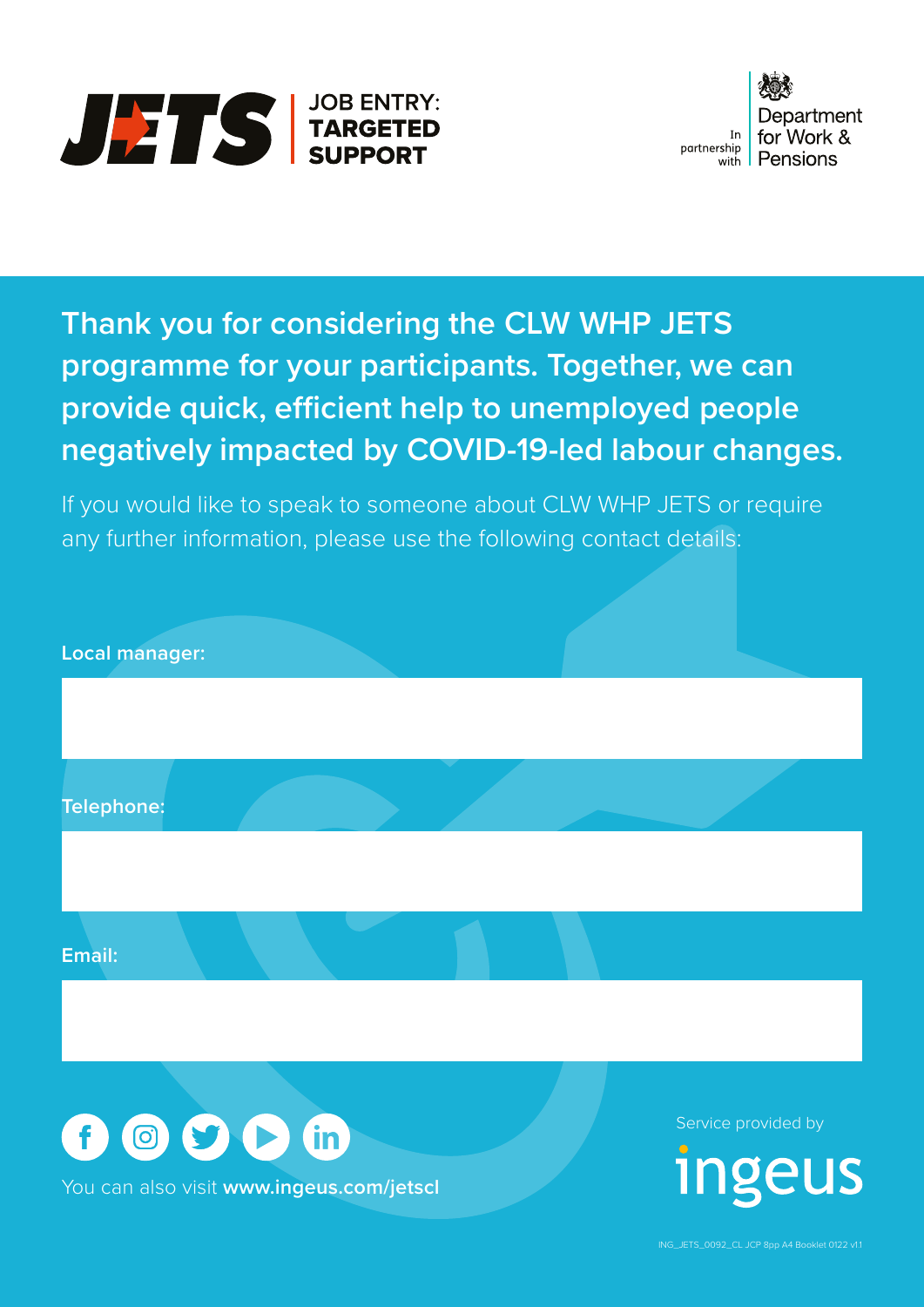JETS | JOB ENTRY: TARGETED SUPPORT

In partnership with Department for Work & Pensions

## Thank you for considering the CLW WHP JETS programme for your participants. Together, we can provide quick, efficient help to unemployed people negatively impacted by COVID-19-led labour changes.

If you would like to speak to someone about CLW WHP JETS or require any further information, please use the following contact details:

**Local manager:**

**Telephone:**

**Email:**

You can also visit **www.ingeus.com/jetscl**

Service provided by ingeus

ING_JETS_0092_CL JCP 8pp A4 Booklet 0122 v1.1